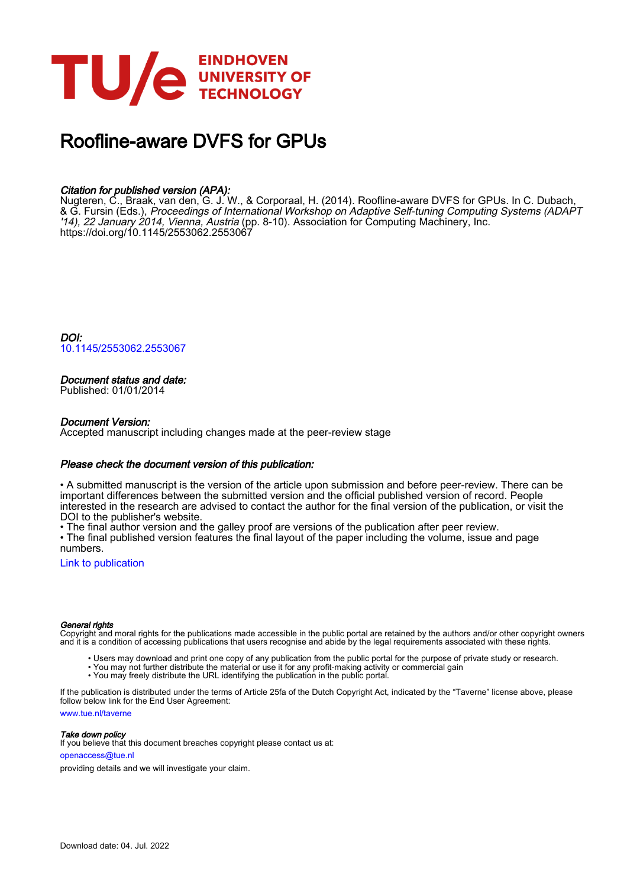EINDHOVEN
UNIVERSITY OF
TECHNOLOGY

# Roofline-aware DVFS for GPUs

*Citation for published version (APA):*
Nugteren, C., Braak, van den, G. J. W., & Corporaal, H. (2014). Roofline-aware DVFS for GPUs. In C. Dubach, & G. Fursin (Eds.), *Proceedings of International Workshop on Adaptive Self-tuning Computing Systems (ADAPT '14), 22 January 2014, Vienna, Austria* (pp. 8-10). Association for Computing Machinery, Inc. https://doi.org/10.1145/2553062.2553067

*DOI:*
10.1145/2553062.2553067

*Document status and date:*
Published: 01/01/2014

*Document Version:*
Accepted manuscript including changes made at the peer-review stage

*Please check the document version of this publication:*

• A submitted manuscript is the version of the article upon submission and before peer-review. There can be important differences between the submitted version and the official published version of record. People interested in the research are advised to contact the author for the final version of the publication, or visit the DOI to the publisher's website.
• The final author version and the galley proof are versions of the publication after peer review.
• The final published version features the final layout of the paper including the volume, issue and page numbers.

Link to publication

*General rights*
Copyright and moral rights for the publications made accessible in the public portal are retained by the authors and/or other copyright owners and it is a condition of accessing publications that users recognise and abide by the legal requirements associated with these rights.

• Users may download and print one copy of any publication from the public portal for the purpose of private study or research.
• You may not further distribute the material or use it for any profit-making activity or commercial gain
• You may freely distribute the URL identifying the publication in the public portal.

If the publication is distributed under the terms of Article 25fa of the Dutch Copyright Act, indicated by the "Taverne" license above, please follow below link for the End User Agreement:

www.tue.nl/taverne

*Take down policy*
If you believe that this document breaches copyright please contact us at:

openaccess@tue.nl

providing details and we will investigate your claim.

Download date: 04. Jul. 2022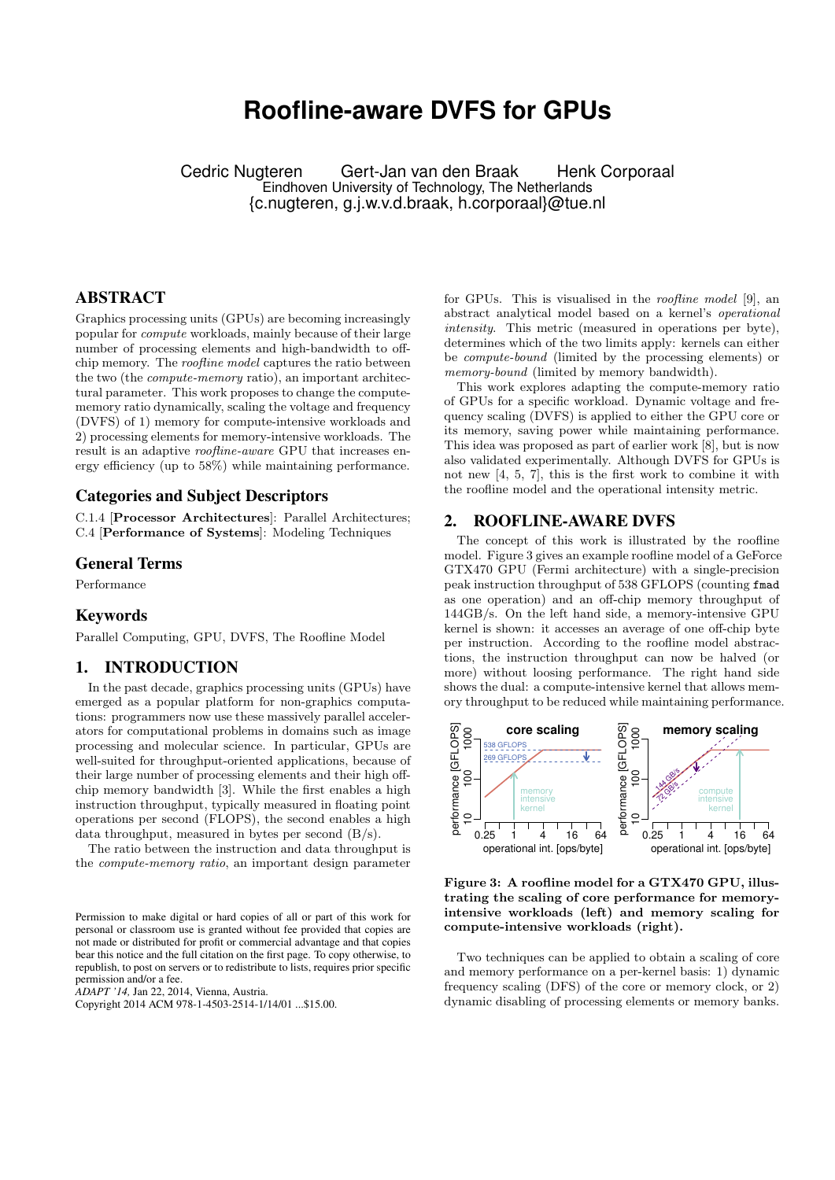# Roofline-aware DVFS for GPUs

Cedric Nugteren    Gert-Jan van den Braak    Henk Corporaal
Eindhoven University of Technology, The Netherlands
{c.nugteren, g.j.w.v.d.braak, h.corporaal}@tue.nl

## ABSTRACT

Graphics processing units (GPUs) are becoming increasingly popular for *compute* workloads, mainly because of their large number of processing elements and high-bandwidth to off-chip memory. The *roofline model* captures the ratio between the two (the *compute-memory* ratio), an important architectural parameter. This work proposes to change the compute-memory ratio dynamically, scaling the voltage and frequency (DVFS) of 1) memory for compute-intensive workloads and 2) processing elements for memory-intensive workloads. The result is an adaptive *roofline-aware* GPU that increases energy efficiency (up to 58%) while maintaining performance.

## Categories and Subject Descriptors

C.1.4 [**Processor Architectures**]: Parallel Architectures; C.4 [**Performance of Systems**]: Modeling Techniques

## General Terms

Performance

## Keywords

Parallel Computing, GPU, DVFS, The Roofline Model

## 1. INTRODUCTION

In the past decade, graphics processing units (GPUs) have emerged as a popular platform for non-graphics computations: programmers now use these massively parallel accelerators for computational problems in domains such as image processing and molecular science. In particular, GPUs are well-suited for throughput-oriented applications, because of their large number of processing elements and their high off-chip memory bandwidth [3]. While the first enables a high instruction throughput, typically measured in floating point operations per second (FLOPS), the second enables a high data throughput, measured in bytes per second (B/s).

The ratio between the instruction and data throughput is the *compute-memory ratio*, an important design parameter for GPUs. This is visualised in the *roofline model* [9], an abstract analytical model based on a kernel's *operational intensity*. This metric (measured in operations per byte), determines which of the two limits apply: kernels can either be *compute-bound* (limited by the processing elements) or *memory-bound* (limited by memory bandwidth).

This work explores adapting the compute-memory ratio of GPUs for a specific workload. Dynamic voltage and frequency scaling (DVFS) is applied to either the GPU core or its memory, saving power while maintaining performance. This idea was proposed as part of earlier work [8], but is now also validated experimentally. Although DVFS for GPUs is not new [4, 5, 7], this is the first work to combine it with the roofline model and the operational intensity metric.

## 2. ROOFLINE-AWARE DVFS

The concept of this work is illustrated by the roofline model. Figure 3 gives an example roofline model of a GeForce GTX470 GPU (Fermi architecture) with a single-precision peak instruction throughput of 538 GFLOPS (counting `fmad` as one operation) and an off-chip memory throughput of 144GB/s. On the left hand side, a memory-intensive GPU kernel is shown: it accesses an average of one off-chip byte per instruction. According to the roofline model abstractions, the instruction throughput can now be halved (or more) without loosing performance. The right hand side shows the dual: a compute-intensive kernel that allows memory throughput to be reduced while maintaining performance.

**Figure 3: A roofline model for a GTX470 GPU, illustrating the scaling of core performance for memory-intensive workloads (left) and memory scaling for compute-intensive workloads (right).**

Two techniques can be applied to obtain a scaling of core and memory performance on a per-kernel basis: 1) dynamic frequency scaling (DFS) of the core or memory clock, or 2) dynamic disabling of processing elements or memory banks.

Permission to make digital or hard copies of all or part of this work for personal or classroom use is granted without fee provided that copies are not made or distributed for profit or commercial advantage and that copies bear this notice and the full citation on the first page. To copy otherwise, to republish, to post on servers or to redistribute to lists, requires prior specific permission and/or a fee.
*ADAPT '14*, Jan 22, 2014, Vienna, Austria.
Copyright 2014 ACM 978-1-4503-2514-1/14/01 ...$15.00.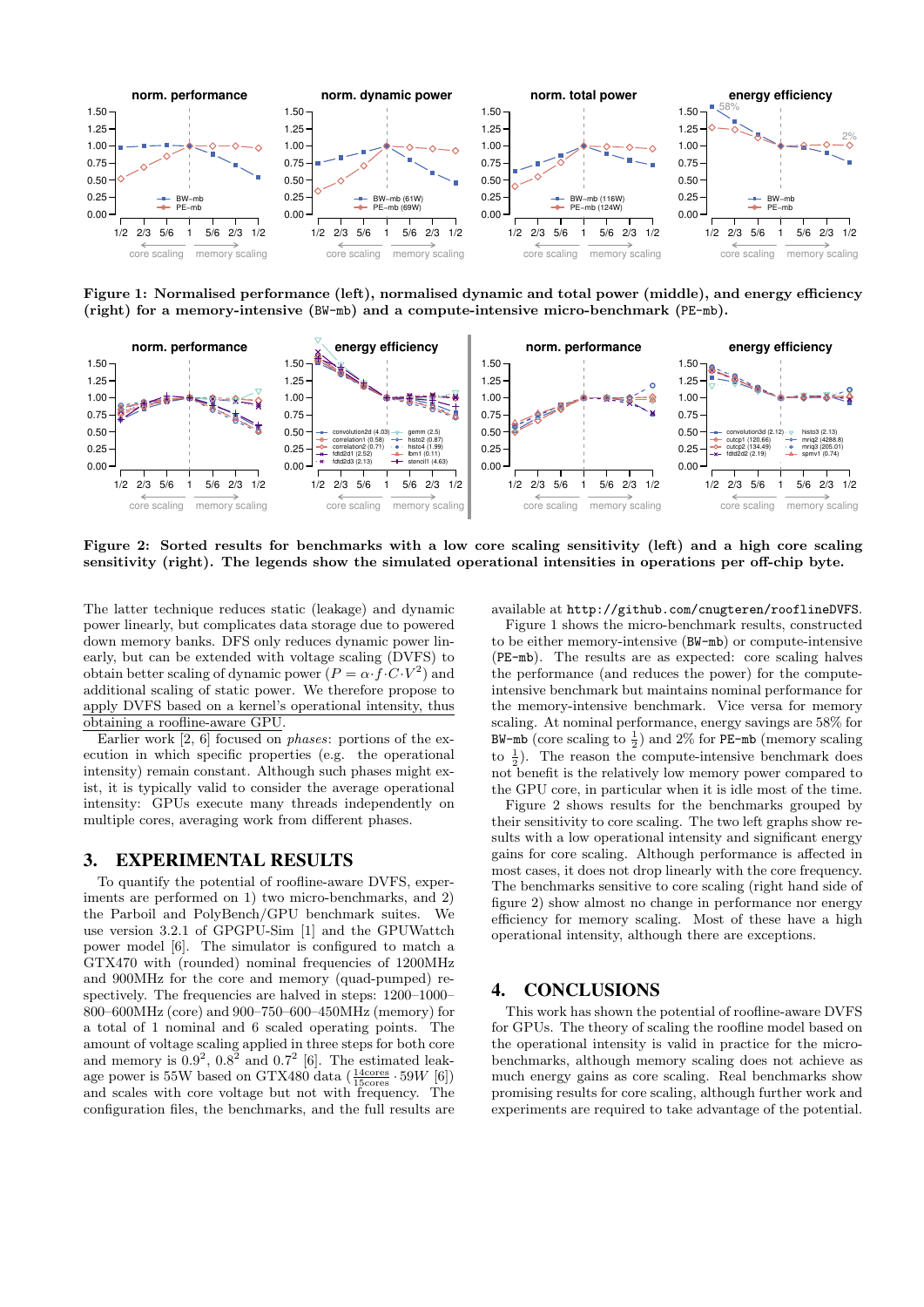Figure 1: Normalised performance (left), normalised dynamic and total power (middle), and energy efficiency (right) for a memory-intensive (BW-mb) and a compute-intensive micro-benchmark (PE-mb).

Figure 2: Sorted results for benchmarks with a low core scaling sensitivity (left) and a high core scaling sensitivity (right). The legends show the simulated operational intensities in operations per off-chip byte.

The latter technique reduces static (leakage) and dynamic power linearly, but complicates data storage due to powered down memory banks. DFS only reduces dynamic power linearly, but can be extended with voltage scaling (DVFS) to obtain better scaling of dynamic power ($P = \alpha \cdot f \cdot C \cdot V^2$) and additional scaling of static power. We therefore propose to apply DVFS based on a kernel's operational intensity, thus obtaining a roofline-aware GPU.

Earlier work [2, 6] focused on *phases*: portions of the execution in which specific properties (e.g. the operational intensity) remain constant. Although such phases might exist, it is typically valid to consider the average operational intensity: GPUs execute many threads independently on multiple cores, averaging work from different phases.

## 3. EXPERIMENTAL RESULTS

To quantify the potential of roofline-aware DVFS, experiments are performed on 1) two micro-benchmarks, and 2) the Parboil and PolyBench/GPU benchmark suites. We use version 3.2.1 of GPGPU-Sim [1] and the GPUWattch power model [6]. The simulator is configured to match a GTX470 with (rounded) nominal frequencies of 1200MHz and 900MHz for the core and memory (quad-pumped) respectively. The frequencies are halved in steps: 1200–1000–800–600MHz (core) and 900–750–600–450MHz (memory) for a total of 1 nominal and 6 scaled operating points. The amount of voltage scaling applied in three steps for both core and memory is $0.9^2$, $0.8^2$ and $0.7^2$ [6]. The estimated leakage power is 55W based on GTX480 data ($\frac{14\text{cores}}{15\text{cores}} \cdot 59W$ [6]) and scales with core voltage but not with frequency. The configuration files, the benchmarks, and the full results are available at `http://github.com/cnugteren/rooflineDVFS`.

Figure 1 shows the micro-benchmark results, constructed to be either memory-intensive (`BW-mb`) or compute-intensive (`PE-mb`). The results are as expected: core scaling halves the performance (and reduces the power) for the compute-intensive benchmark but maintains nominal performance for the memory-intensive benchmark. Vice versa for memory scaling. At nominal performance, energy savings are 58% for `BW-mb` (core scaling to $\frac{1}{2}$) and 2% for `PE-mb` (memory scaling to $\frac{1}{2}$). The reason the compute-intensive benchmark does not benefit is the relatively low memory power compared to the GPU core, in particular when it is idle most of the time.

Figure 2 shows results for the benchmarks grouped by their sensitivity to core scaling. The two left graphs show results with a low operational intensity and significant energy gains for core scaling. Although performance is affected in most cases, it does not drop linearly with the core frequency. The benchmarks sensitive to core scaling (right hand side of figure 2) show almost no change in performance nor energy efficiency for memory scaling. Most of these have a high operational intensity, although there are exceptions.

## 4. CONCLUSIONS

This work has shown the potential of roofline-aware DVFS for GPUs. The theory of scaling the roofline model based on the operational intensity is valid in practice for the micro-benchmarks, although memory scaling does not achieve as much energy gains as core scaling. Real benchmarks show promising results for core scaling, although further work and experiments are required to take advantage of the potential.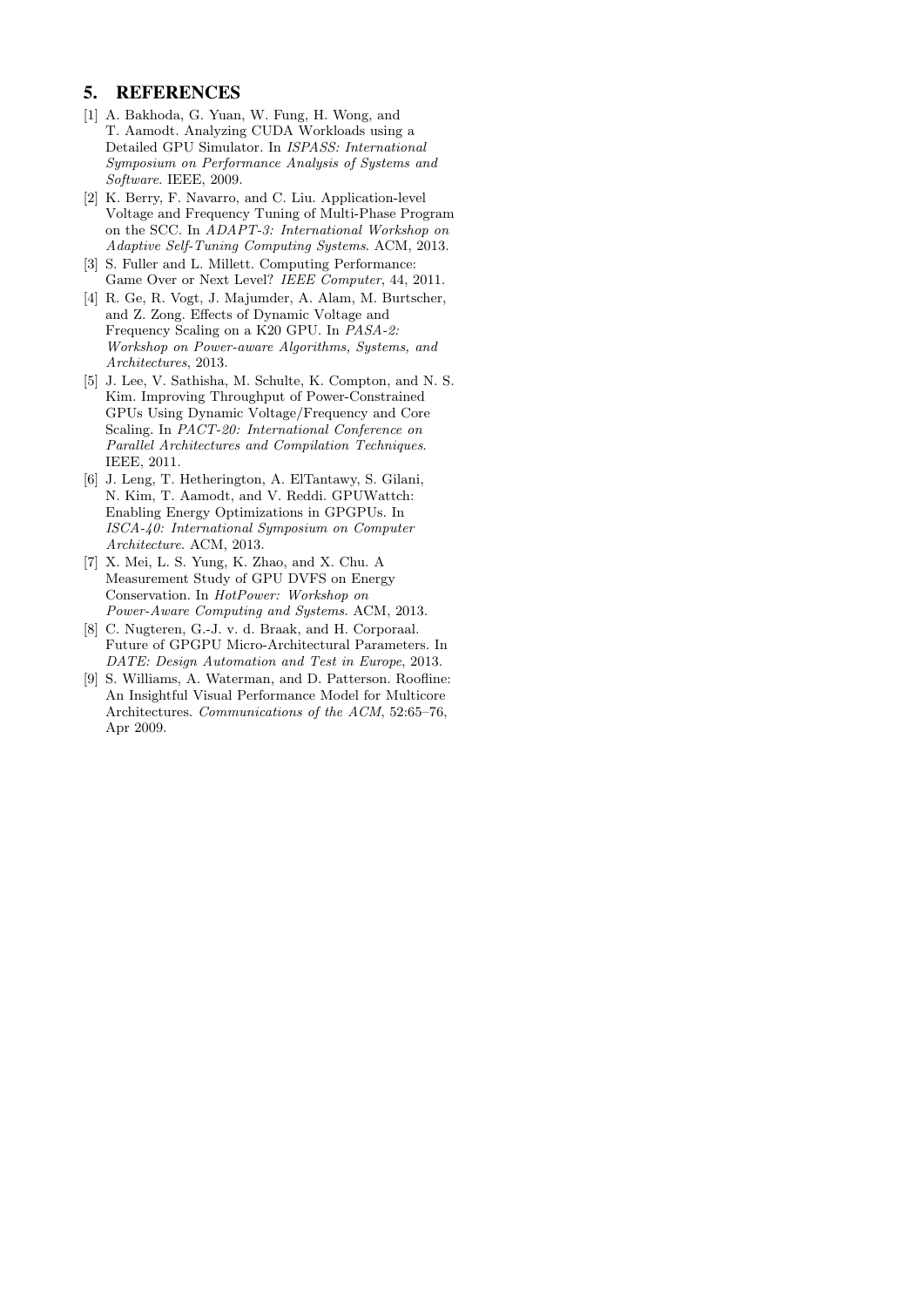## 5. REFERENCES

[1] A. Bakhoda, G. Yuan, W. Fung, H. Wong, and T. Aamodt. Analyzing CUDA Workloads using a Detailed GPU Simulator. In *ISPASS: International Symposium on Performance Analysis of Systems and Software*. IEEE, 2009.

[2] K. Berry, F. Navarro, and C. Liu. Application-level Voltage and Frequency Tuning of Multi-Phase Program on the SCC. In *ADAPT-3: International Workshop on Adaptive Self-Tuning Computing Systems*. ACM, 2013.

[3] S. Fuller and L. Millett. Computing Performance: Game Over or Next Level? *IEEE Computer*, 44, 2011.

[4] R. Ge, R. Vogt, J. Majumder, A. Alam, M. Burtscher, and Z. Zong. Effects of Dynamic Voltage and Frequency Scaling on a K20 GPU. In *PASA-2: Workshop on Power-aware Algorithms, Systems, and Architectures*, 2013.

[5] J. Lee, V. Sathisha, M. Schulte, K. Compton, and N. S. Kim. Improving Throughput of Power-Constrained GPUs Using Dynamic Voltage/Frequency and Core Scaling. In *PACT-20: International Conference on Parallel Architectures and Compilation Techniques*. IEEE, 2011.

[6] J. Leng, T. Hetherington, A. ElTantawy, S. Gilani, N. Kim, T. Aamodt, and V. Reddi. GPUWattch: Enabling Energy Optimizations in GPGPUs. In *ISCA-40: International Symposium on Computer Architecture*. ACM, 2013.

[7] X. Mei, L. S. Yung, K. Zhao, and X. Chu. A Measurement Study of GPU DVFS on Energy Conservation. In *HotPower: Workshop on Power-Aware Computing and Systems*. ACM, 2013.

[8] C. Nugteren, G.-J. v. d. Braak, and H. Corporaal. Future of GPGPU Micro-Architectural Parameters. In *DATE: Design Automation and Test in Europe*, 2013.

[9] S. Williams, A. Waterman, and D. Patterson. Roofline: An Insightful Visual Performance Model for Multicore Architectures. *Communications of the ACM*, 52:65–76, Apr 2009.